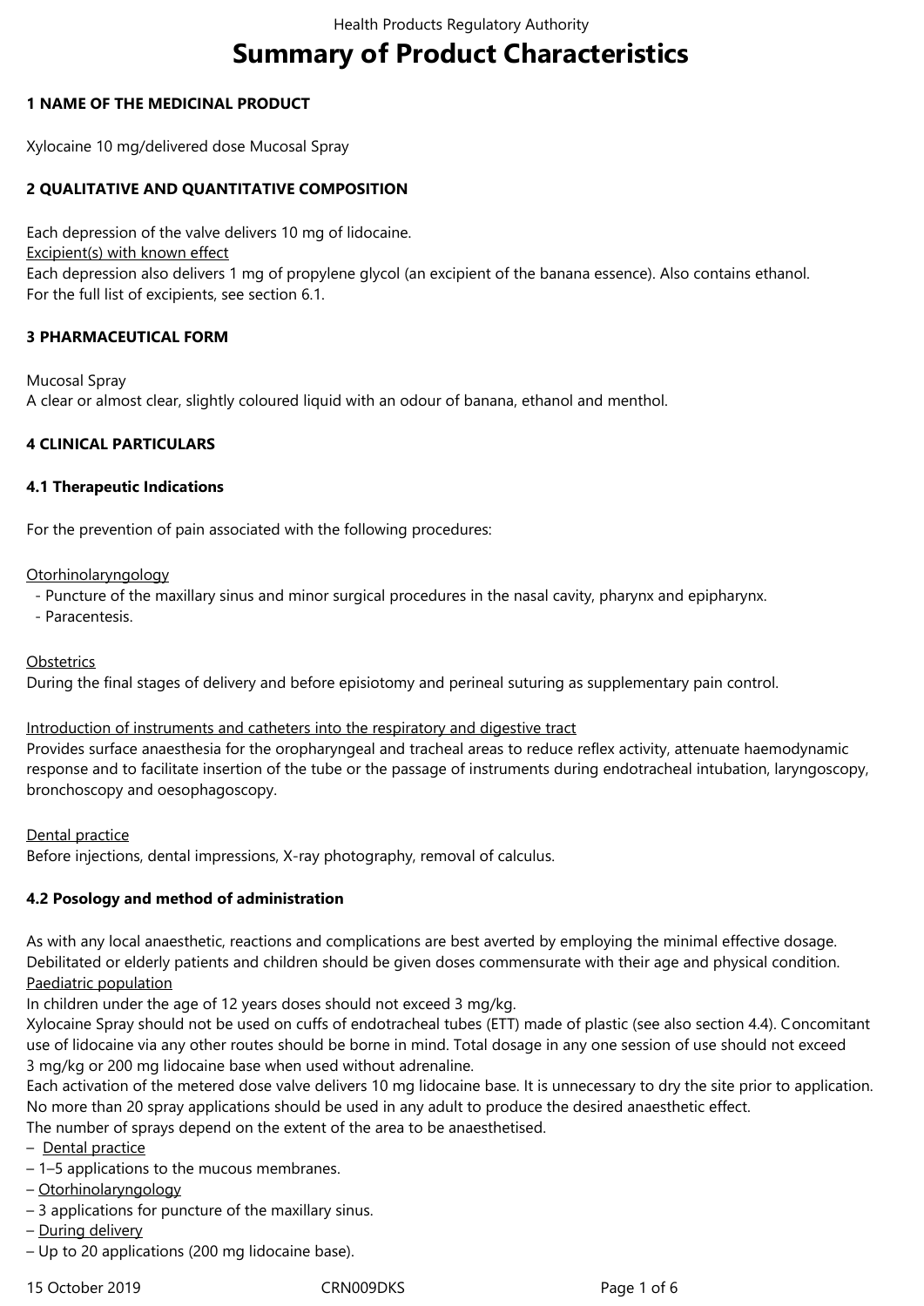# Summary of Product Characteristics

## 1 NAME OF THE MEDICINAL PRODUCT

Xylocaine 10 mg/delivered dose Mucosal Spray

## 2 QUALITATIVE AND QUANTITATIVE COMPOSITION

Each depression of the valve delivers 10 mg of lidocaine.

Excipient(s) with known effect

Each depression also delivers 1 mg of propylene glycol (an excipient of the banana essence). Also contains ethanol.
For the full list of excipients, see section 6.1.

## 3 PHARMACEUTICAL FORM

Mucosal Spray
A clear or almost clear, slightly coloured liquid with an odour of banana, ethanol and menthol.

## 4 CLINICAL PARTICULARS

### 4.1 Therapeutic Indications

For the prevention of pain associated with the following procedures:

Otorhinolaryngology

- Puncture of the maxillary sinus and minor surgical procedures in the nasal cavity, pharynx and epipharynx.
- Paracentesis.

Obstetrics

During the final stages of delivery and before episiotomy and perineal suturing as supplementary pain control.

Introduction of instruments and catheters into the respiratory and digestive tract

Provides surface anaesthesia for the oropharyngeal and tracheal areas to reduce reflex activity, attenuate haemodynamic response and to facilitate insertion of the tube or the passage of instruments during endotracheal intubation, laryngoscopy, bronchoscopy and oesophagoscopy.

Dental practice

Before injections, dental impressions, X-ray photography, removal of calculus.

### 4.2 Posology and method of administration

As with any local anaesthetic, reactions and complications are best averted by employing the minimal effective dosage. Debilitated or elderly patients and children should be given doses commensurate with their age and physical condition.

Paediatric population

In children under the age of 12 years doses should not exceed 3 mg/kg.
Xylocaine Spray should not be used on cuffs of endotracheal tubes (ETT) made of plastic (see also section 4.4). Concomitant use of lidocaine via any other routes should be borne in mind. Total dosage in any one session of use should not exceed 3 mg/kg or 200 mg lidocaine base when used without adrenaline.
Each activation of the metered dose valve delivers 10 mg lidocaine base. It is unnecessary to dry the site prior to application.
No more than 20 spray applications should be used in any adult to produce the desired anaesthetic effect.
The number of sprays depend on the extent of the area to be anaesthetised.

– Dental practice
– 1–5 applications to the mucous membranes.
– Otorhinolaryngology
– 3 applications for puncture of the maxillary sinus.
– During delivery
– Up to 20 applications (200 mg lidocaine base).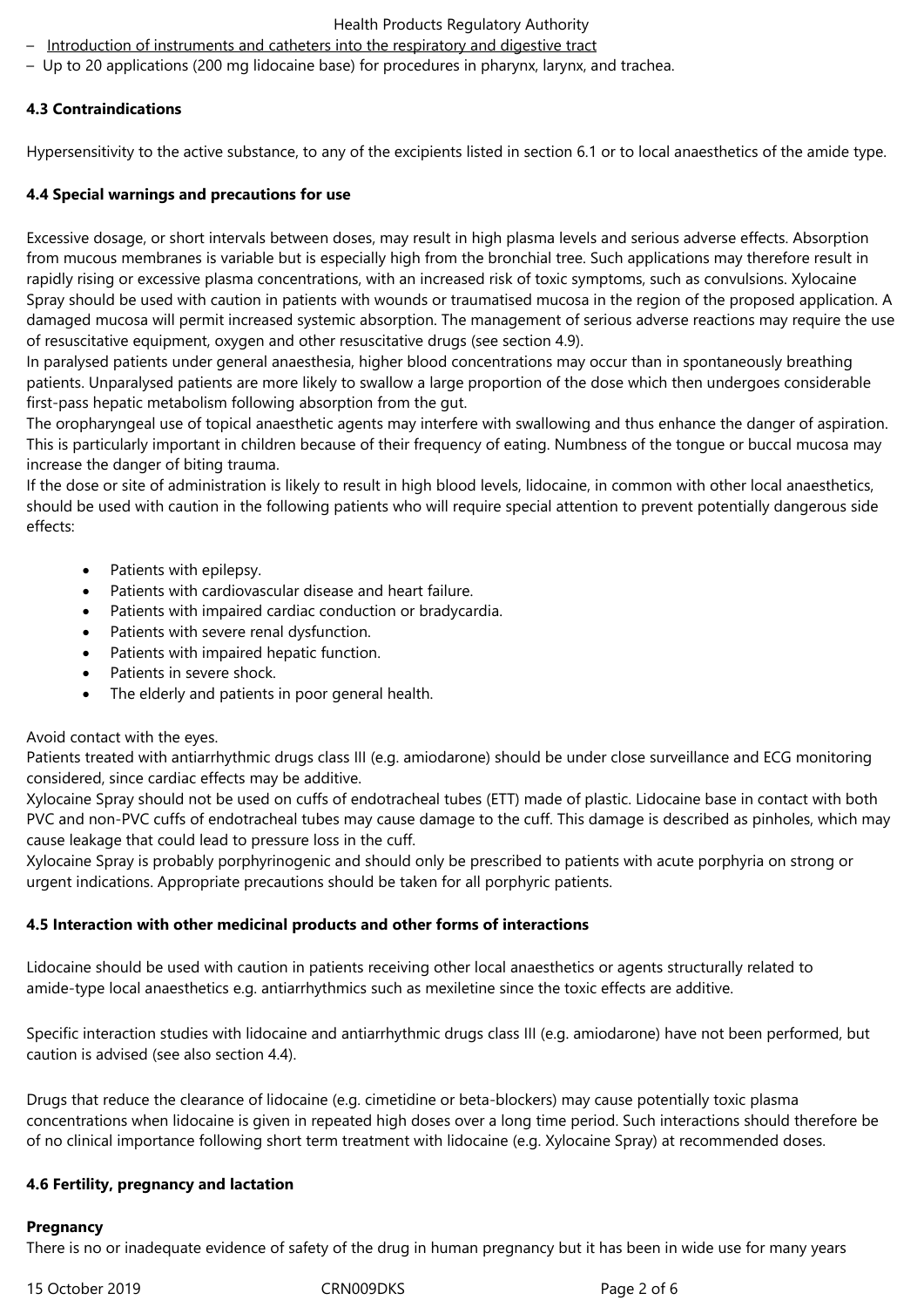– Introduction of instruments and catheters into the respiratory and digestive tract
– Up to 20 applications (200 mg lidocaine base) for procedures in pharynx, larynx, and trachea.

**4.3 Contraindications**

Hypersensitivity to the active substance, to any of the excipients listed in section 6.1 or to local anaesthetics of the amide type.

**4.4 Special warnings and precautions for use**

Excessive dosage, or short intervals between doses, may result in high plasma levels and serious adverse effects. Absorption from mucous membranes is variable but is especially high from the bronchial tree. Such applications may therefore result in rapidly rising or excessive plasma concentrations, with an increased risk of toxic symptoms, such as convulsions. Xylocaine Spray should be used with caution in patients with wounds or traumatised mucosa in the region of the proposed application. A damaged mucosa will permit increased systemic absorption. The management of serious adverse reactions may require the use of resuscitative equipment, oxygen and other resuscitative drugs (see section 4.9).
In paralysed patients under general anaesthesia, higher blood concentrations may occur than in spontaneously breathing patients. Unparalysed patients are more likely to swallow a large proportion of the dose which then undergoes considerable first-pass hepatic metabolism following absorption from the gut.
The oropharyngeal use of topical anaesthetic agents may interfere with swallowing and thus enhance the danger of aspiration. This is particularly important in children because of their frequency of eating. Numbness of the tongue or buccal mucosa may increase the danger of biting trauma.
If the dose or site of administration is likely to result in high blood levels, lidocaine, in common with other local anaesthetics, should be used with caution in the following patients who will require special attention to prevent potentially dangerous side effects:

- Patients with epilepsy.
- Patients with cardiovascular disease and heart failure.
- Patients with impaired cardiac conduction or bradycardia.
- Patients with severe renal dysfunction.
- Patients with impaired hepatic function.
- Patients in severe shock.
- The elderly and patients in poor general health.

Avoid contact with the eyes.
Patients treated with antiarrhythmic drugs class III (e.g. amiodarone) should be under close surveillance and ECG monitoring considered, since cardiac effects may be additive.
Xylocaine Spray should not be used on cuffs of endotracheal tubes (ETT) made of plastic. Lidocaine base in contact with both PVC and non-PVC cuffs of endotracheal tubes may cause damage to the cuff. This damage is described as pinholes, which may cause leakage that could lead to pressure loss in the cuff.
Xylocaine Spray is probably porphyrinogenic and should only be prescribed to patients with acute porphyria on strong or urgent indications. Appropriate precautions should be taken for all porphyric patients.

**4.5 Interaction with other medicinal products and other forms of interactions**

Lidocaine should be used with caution in patients receiving other local anaesthetics or agents structurally related to amide-type local anaesthetics e.g. antiarrhythmics such as mexiletine since the toxic effects are additive.

Specific interaction studies with lidocaine and antiarrhythmic drugs class III (e.g. amiodarone) have not been performed, but caution is advised (see also section 4.4).

Drugs that reduce the clearance of lidocaine (e.g. cimetidine or beta-blockers) may cause potentially toxic plasma concentrations when lidocaine is given in repeated high doses over a long time period. Such interactions should therefore be of no clinical importance following short term treatment with lidocaine (e.g. Xylocaine Spray) at recommended doses.

**4.6 Fertility, pregnancy and lactation**

**Pregnancy**
There is no or inadequate evidence of safety of the drug in human pregnancy but it has been in wide use for many years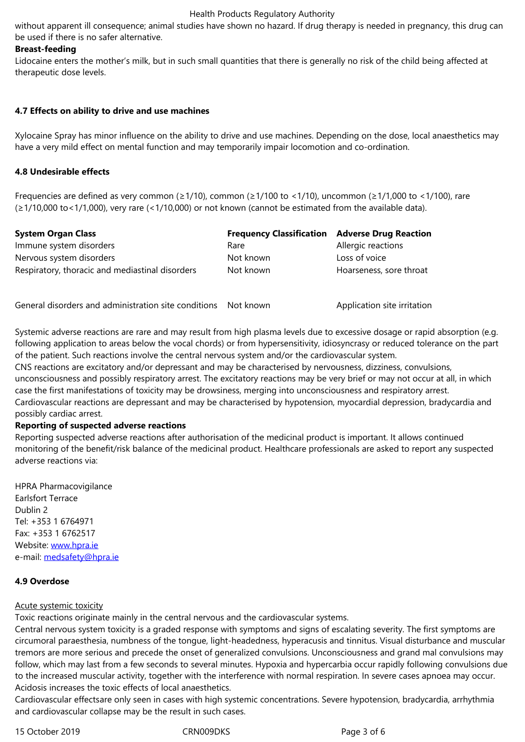without apparent ill consequence; animal studies have shown no hazard. If drug therapy is needed in pregnancy, this drug can be used if there is no safer alternative.

**Breast-feeding**

Lidocaine enters the mother's milk, but in such small quantities that there is generally no risk of the child being affected at therapeutic dose levels.

### 4.7 Effects on ability to drive and use machines

Xylocaine Spray has minor influence on the ability to drive and use machines. Depending on the dose, local anaesthetics may have a very mild effect on mental function and may temporarily impair locomotion and co-ordination.

### 4.8 Undesirable effects

Frequencies are defined as very common (≥1/10), common (≥1/100 to <1/10), uncommon (≥1/1,000 to <1/100), rare (≥1/10,000 to<1/1,000), very rare (<1/10,000) or not known (cannot be estimated from the available data).

| System Organ Class | Frequency Classification | Adverse Drug Reaction |
|---|---|---|
| Immune system disorders | Rare | Allergic reactions |
| Nervous system disorders | Not known | Loss of voice |
| Respiratory, thoracic and mediastinal disorders | Not known | Hoarseness, sore throat |
| General disorders and administration site conditions | Not known | Application site irritation |

Systemic adverse reactions are rare and may result from high plasma levels due to excessive dosage or rapid absorption (e.g. following application to areas below the vocal chords) or from hypersensitivity, idiosyncrasy or reduced tolerance on the part of the patient. Such reactions involve the central nervous system and/or the cardiovascular system.

CNS reactions are excitatory and/or depressant and may be characterised by nervousness, dizziness, convulsions, unconsciousness and possibly respiratory arrest. The excitatory reactions may be very brief or may not occur at all, in which case the first manifestations of toxicity may be drowsiness, merging into unconsciousness and respiratory arrest.

Cardiovascular reactions are depressant and may be characterised by hypotension, myocardial depression, bradycardia and possibly cardiac arrest.

**Reporting of suspected adverse reactions**

Reporting suspected adverse reactions after authorisation of the medicinal product is important. It allows continued monitoring of the benefit/risk balance of the medicinal product. Healthcare professionals are asked to report any suspected adverse reactions via:

HPRA Pharmacovigilance
Earlsfort Terrace
Dublin 2
Tel: +353 1 6764971
Fax: +353 1 6762517
Website: www.hpra.ie
e-mail: medsafety@hpra.ie

### 4.9 Overdose

Acute systemic toxicity

Toxic reactions originate mainly in the central nervous and the cardiovascular systems.

Central nervous system toxicity is a graded response with symptoms and signs of escalating severity. The first symptoms are circumoral paraesthesia, numbness of the tongue, light-headedness, hyperacusis and tinnitus. Visual disturbance and muscular tremors are more serious and precede the onset of generalized convulsions. Unconsciousness and grand mal convulsions may follow, which may last from a few seconds to several minutes. Hypoxia and hypercarbia occur rapidly following convulsions due to the increased muscular activity, together with the interference with normal respiration. In severe cases apnoea may occur. Acidosis increases the toxic effects of local anaesthetics.

Cardiovascular effectsare only seen in cases with high systemic concentrations. Severe hypotension, bradycardia, arrhythmia and cardiovascular collapse may be the result in such cases.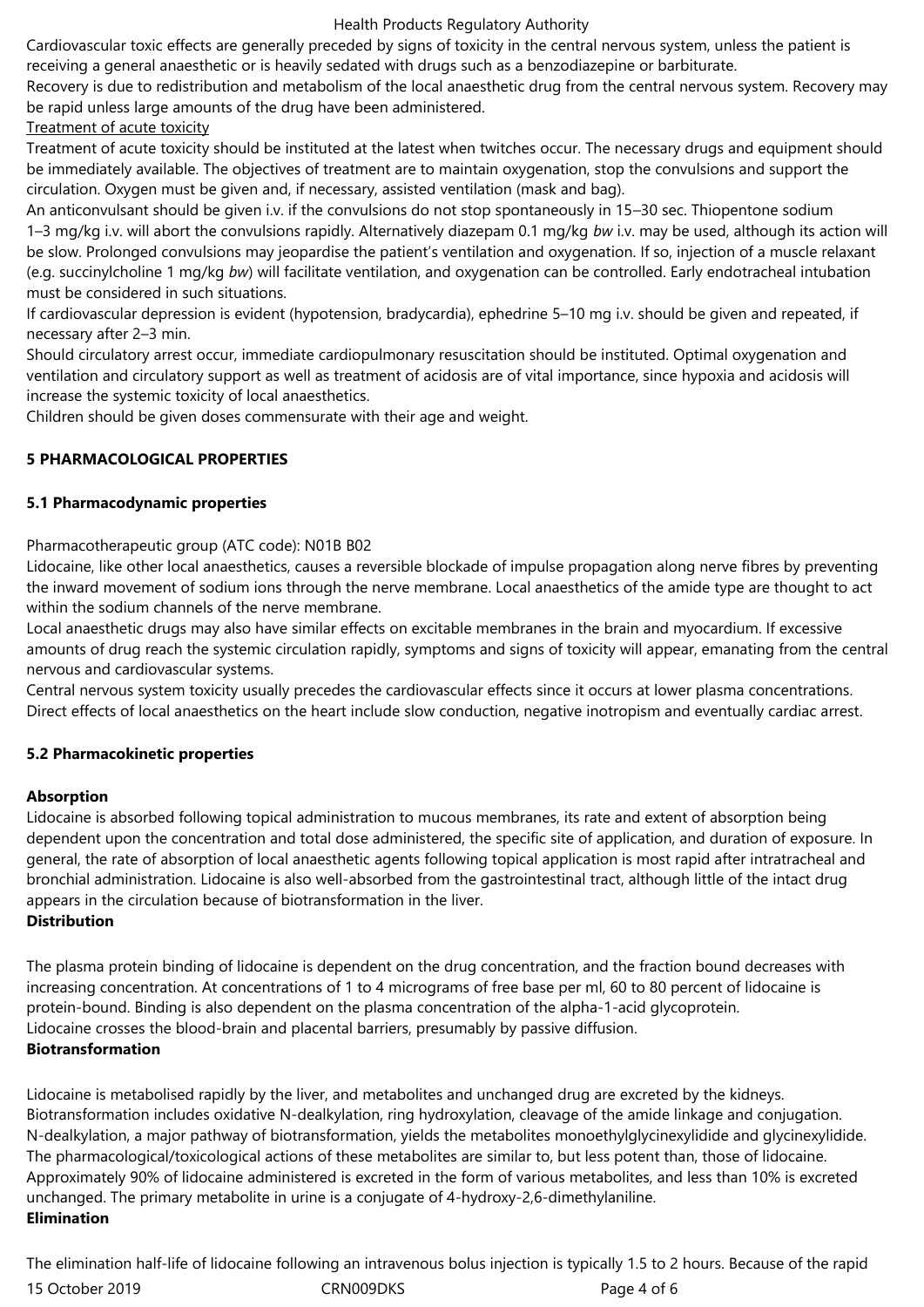Cardiovascular toxic effects are generally preceded by signs of toxicity in the central nervous system, unless the patient is receiving a general anaesthetic or is heavily sedated with drugs such as a benzodiazepine or barbiturate.

Recovery is due to redistribution and metabolism of the local anaesthetic drug from the central nervous system. Recovery may be rapid unless large amounts of the drug have been administered.

Treatment of acute toxicity

Treatment of acute toxicity should be instituted at the latest when twitches occur. The necessary drugs and equipment should be immediately available. The objectives of treatment are to maintain oxygenation, stop the convulsions and support the circulation. Oxygen must be given and, if necessary, assisted ventilation (mask and bag).

An anticonvulsant should be given i.v. if the convulsions do not stop spontaneously in 15–30 sec. Thiopentone sodium 1–3 mg/kg i.v. will abort the convulsions rapidly. Alternatively diazepam 0.1 mg/kg *bw* i.v. may be used, although its action will be slow. Prolonged convulsions may jeopardise the patient's ventilation and oxygenation. If so, injection of a muscle relaxant (e.g. succinylcholine 1 mg/kg *bw*) will facilitate ventilation, and oxygenation can be controlled. Early endotracheal intubation must be considered in such situations.

If cardiovascular depression is evident (hypotension, bradycardia), ephedrine 5–10 mg i.v. should be given and repeated, if necessary after 2–3 min.

Should circulatory arrest occur, immediate cardiopulmonary resuscitation should be instituted. Optimal oxygenation and ventilation and circulatory support as well as treatment of acidosis are of vital importance, since hypoxia and acidosis will increase the systemic toxicity of local anaesthetics.

Children should be given doses commensurate with their age and weight.

## 5 PHARMACOLOGICAL PROPERTIES

### 5.1 Pharmacodynamic properties

Pharmacotherapeutic group (ATC code): N01B B02

Lidocaine, like other local anaesthetics, causes a reversible blockade of impulse propagation along nerve fibres by preventing the inward movement of sodium ions through the nerve membrane. Local anaesthetics of the amide type are thought to act within the sodium channels of the nerve membrane.

Local anaesthetic drugs may also have similar effects on excitable membranes in the brain and myocardium. If excessive amounts of drug reach the systemic circulation rapidly, symptoms and signs of toxicity will appear, emanating from the central nervous and cardiovascular systems.

Central nervous system toxicity usually precedes the cardiovascular effects since it occurs at lower plasma concentrations. Direct effects of local anaesthetics on the heart include slow conduction, negative inotropism and eventually cardiac arrest.

### 5.2 Pharmacokinetic properties

**Absorption**

Lidocaine is absorbed following topical administration to mucous membranes, its rate and extent of absorption being dependent upon the concentration and total dose administered, the specific site of application, and duration of exposure. In general, the rate of absorption of local anaesthetic agents following topical application is most rapid after intratracheal and bronchial administration. Lidocaine is also well-absorbed from the gastrointestinal tract, although little of the intact drug appears in the circulation because of biotransformation in the liver.

**Distribution**

The plasma protein binding of lidocaine is dependent on the drug concentration, and the fraction bound decreases with increasing concentration. At concentrations of 1 to 4 micrograms of free base per ml, 60 to 80 percent of lidocaine is protein-bound. Binding is also dependent on the plasma concentration of the alpha-1-acid glycoprotein.

Lidocaine crosses the blood-brain and placental barriers, presumably by passive diffusion.

**Biotransformation**

Lidocaine is metabolised rapidly by the liver, and metabolites and unchanged drug are excreted by the kidneys. Biotransformation includes oxidative N-dealkylation, ring hydroxylation, cleavage of the amide linkage and conjugation. N-dealkylation, a major pathway of biotransformation, yields the metabolites monoethylglycinexylidide and glycinexylidide. The pharmacological/toxicological actions of these metabolites are similar to, but less potent than, those of lidocaine. Approximately 90% of lidocaine administered is excreted in the form of various metabolites, and less than 10% is excreted unchanged. The primary metabolite in urine is a conjugate of 4-hydroxy-2,6-dimethylaniline.

**Elimination**

The elimination half-life of lidocaine following an intravenous bolus injection is typically 1.5 to 2 hours. Because of the rapid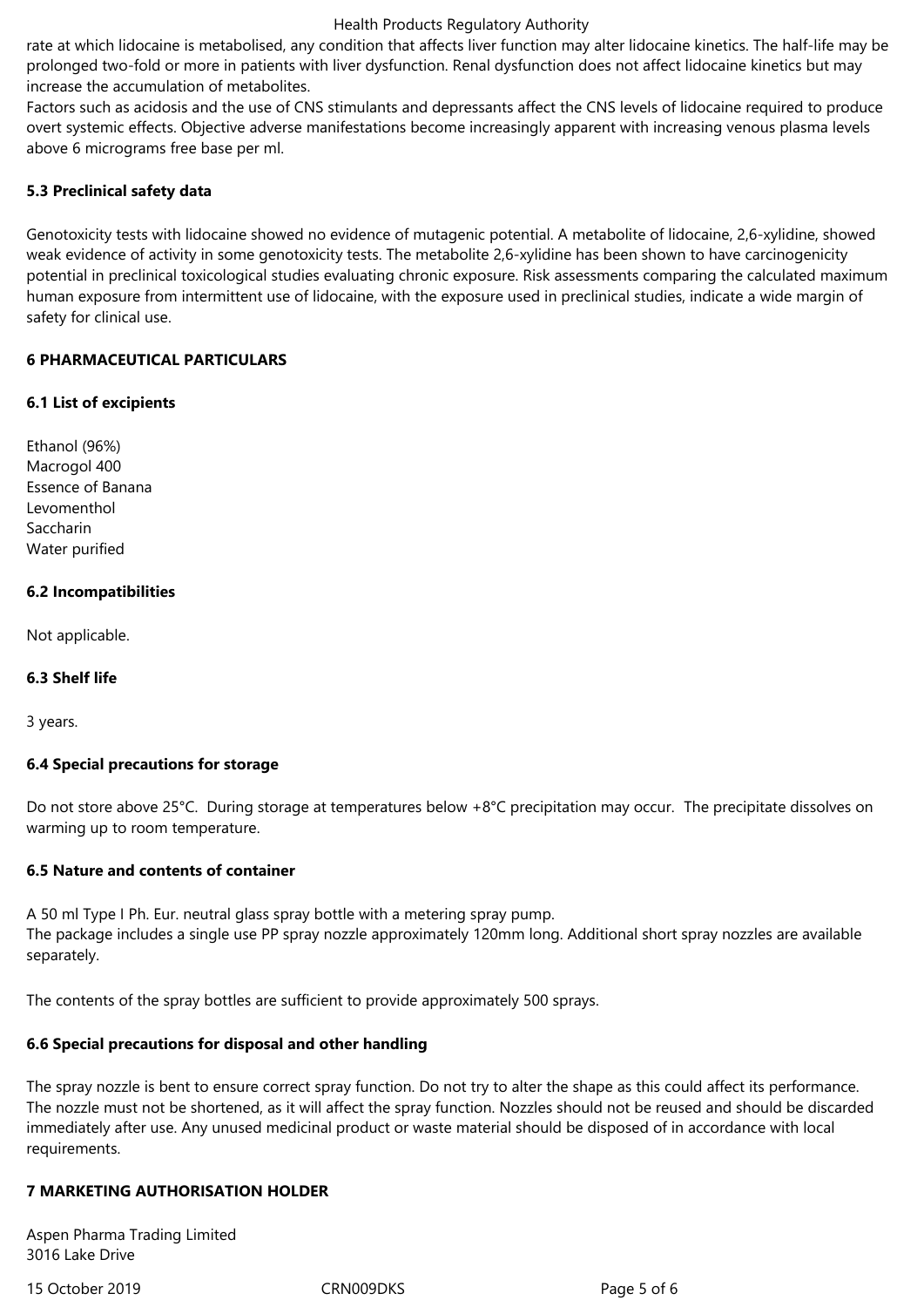rate at which lidocaine is metabolised, any condition that affects liver function may alter lidocaine kinetics. The half-life may be prolonged two-fold or more in patients with liver dysfunction. Renal dysfunction does not affect lidocaine kinetics but may increase the accumulation of metabolites.

Factors such as acidosis and the use of CNS stimulants and depressants affect the CNS levels of lidocaine required to produce overt systemic effects. Objective adverse manifestations become increasingly apparent with increasing venous plasma levels above 6 micrograms free base per ml.

**5.3 Preclinical safety data**

Genotoxicity tests with lidocaine showed no evidence of mutagenic potential. A metabolite of lidocaine, 2,6-xylidine, showed weak evidence of activity in some genotoxicity tests. The metabolite 2,6-xylidine has been shown to have carcinogenicity potential in preclinical toxicological studies evaluating chronic exposure. Risk assessments comparing the calculated maximum human exposure from intermittent use of lidocaine, with the exposure used in preclinical studies, indicate a wide margin of safety for clinical use.

**6 PHARMACEUTICAL PARTICULARS**

**6.1 List of excipients**

Ethanol (96%)
Macrogol 400
Essence of Banana
Levomenthol
Saccharin
Water purified

**6.2 Incompatibilities**

Not applicable.

**6.3 Shelf life**

3 years.

**6.4 Special precautions for storage**

Do not store above 25°C. During storage at temperatures below +8°C precipitation may occur. The precipitate dissolves on warming up to room temperature.

**6.5 Nature and contents of container**

A 50 ml Type I Ph. Eur. neutral glass spray bottle with a metering spray pump.
The package includes a single use PP spray nozzle approximately 120mm long. Additional short spray nozzles are available separately.

The contents of the spray bottles are sufficient to provide approximately 500 sprays.

**6.6 Special precautions for disposal and other handling**

The spray nozzle is bent to ensure correct spray function. Do not try to alter the shape as this could affect its performance. The nozzle must not be shortened, as it will affect the spray function. Nozzles should not be reused and should be discarded immediately after use. Any unused medicinal product or waste material should be disposed of in accordance with local requirements.

**7 MARKETING AUTHORISATION HOLDER**

Aspen Pharma Trading Limited
3016 Lake Drive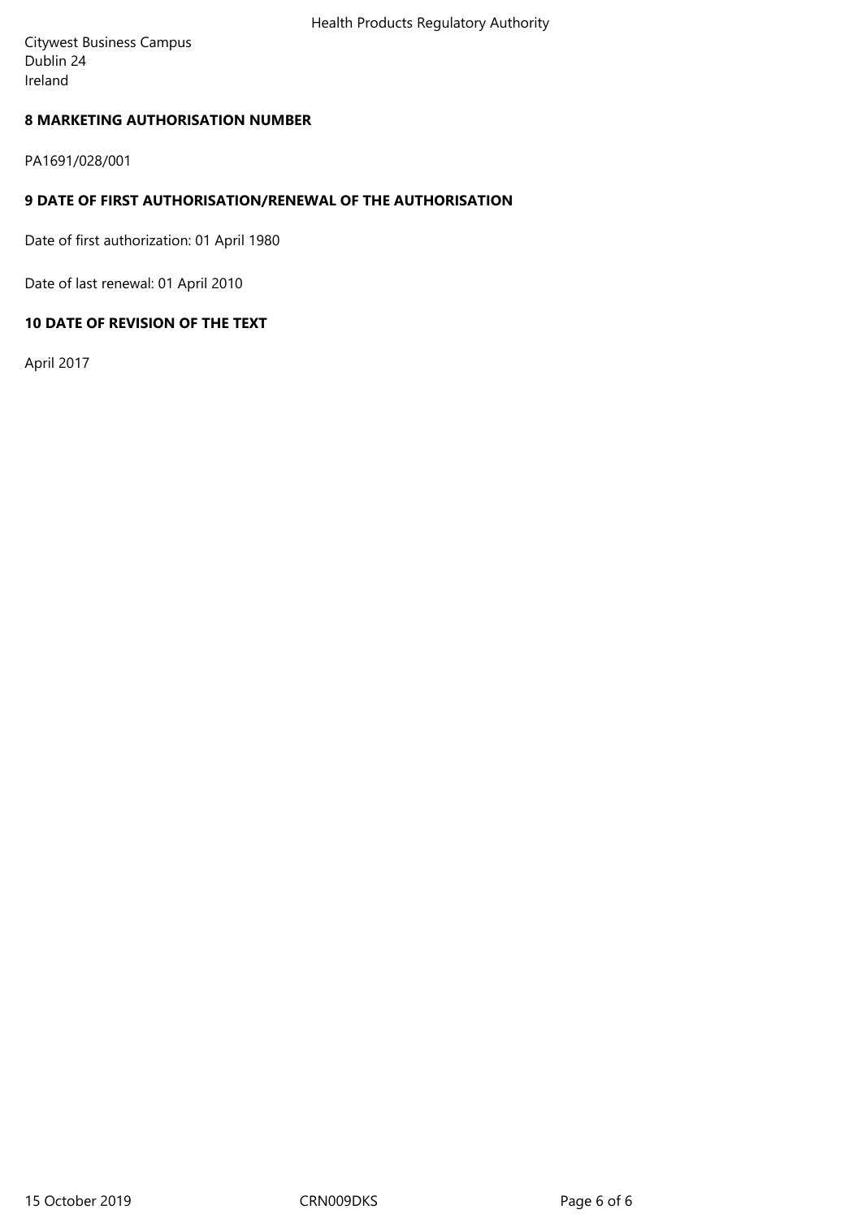Citywest Business Campus
Dublin 24
Ireland

## 8 MARKETING AUTHORISATION NUMBER

PA1691/028/001

## 9 DATE OF FIRST AUTHORISATION/RENEWAL OF THE AUTHORISATION

Date of first authorization: 01 April 1980

Date of last renewal: 01 April 2010

## 10 DATE OF REVISION OF THE TEXT

April 2017